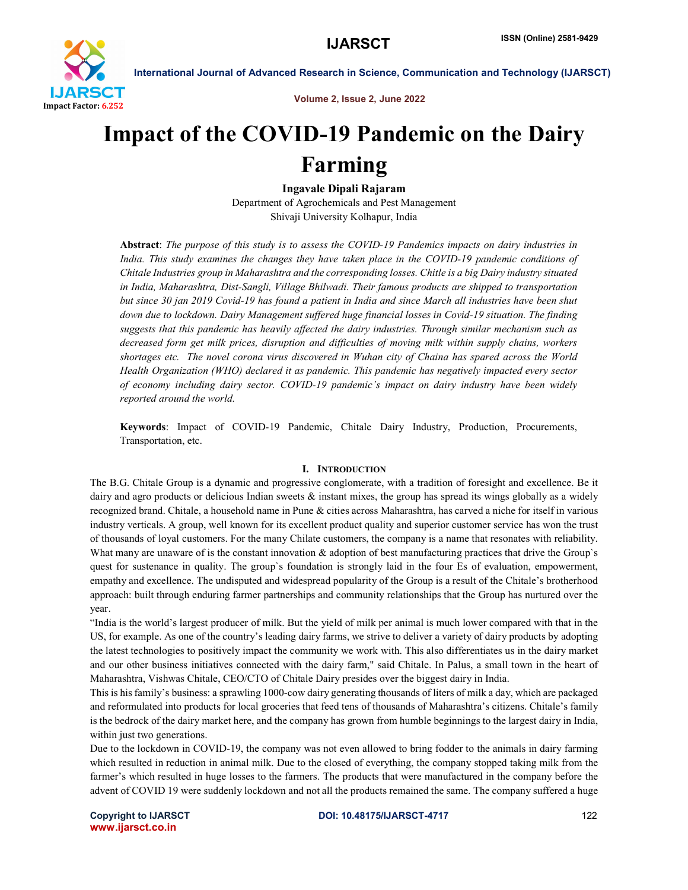# Impact of the COVID-19 Pandemic on the Dairy Farming

**Ingavale Dipali Rajaram**

Department of Agrochemicals and Pest Management
Shivaji University Kolhapur, India

**Abstract**: *The purpose of this study is to assess the COVID-19 Pandemics impacts on dairy industries in India. This study examines the changes they have taken place in the COVID-19 pandemic conditions of Chitale Industries group in Maharashtra and the corresponding losses. Chitle is a big Dairy industry situated in India, Maharashtra, Dist-Sangli, Village Bhilwadi. Their famous products are shipped to transportation but since 30 jan 2019 Covid-19 has found a patient in India and since March all industries have been shut down due to lockdown. Dairy Management suffered huge financial losses in Covid-19 situation. The finding suggests that this pandemic has heavily affected the dairy industries. Through similar mechanism such as decreased form get milk prices, disruption and difficulties of moving milk within supply chains, workers shortages etc. The novel corona virus discovered in Wuhan city of Chaina has spared across the World Health Organization (WHO) declared it as pandemic. This pandemic has negatively impacted every sector of economy including dairy sector. COVID-19 pandemic's impact on dairy industry have been widely reported around the world.*

**Keywords**: Impact of COVID-19 Pandemic, Chitale Dairy Industry, Production, Procurements, Transportation, etc.

## I. Introduction

The B.G. Chitale Group is a dynamic and progressive conglomerate, with a tradition of foresight and excellence. Be it dairy and agro products or delicious Indian sweets & instant mixes, the group has spread its wings globally as a widely recognized brand. Chitale, a household name in Pune & cities across Maharashtra, has carved a niche for itself in various industry verticals. A group, well known for its excellent product quality and superior customer service has won the trust of thousands of loyal customers. For the many Chilate customers, the company is a name that resonates with reliability. What many are unaware of is the constant innovation & adoption of best manufacturing practices that drive the Group`s quest for sustenance in quality. The group`s foundation is strongly laid in the four Es of evaluation, empowerment, empathy and excellence. The undisputed and widespread popularity of the Group is a result of the Chitale's brotherhood approach: built through enduring farmer partnerships and community relationships that the Group has nurtured over the year.

"India is the world's largest producer of milk. But the yield of milk per animal is much lower compared with that in the US, for example. As one of the country's leading dairy farms, we strive to deliver a variety of dairy products by adopting the latest technologies to positively impact the community we work with. This also differentiates us in the dairy market and our other business initiatives connected with the dairy farm," said Chitale. In Palus, a small town in the heart of Maharashtra, Vishwas Chitale, CEO/CTO of Chitale Dairy presides over the biggest dairy in India.

This is his family's business: a sprawling 1000-cow dairy generating thousands of liters of milk a day, which are packaged and reformulated into products for local groceries that feed tens of thousands of Maharashtra's citizens. Chitale's family is the bedrock of the dairy market here, and the company has grown from humble beginnings to the largest dairy in India, within just two generations.

Due to the lockdown in COVID-19, the company was not even allowed to bring fodder to the animals in dairy farming which resulted in reduction in animal milk. Due to the closed of everything, the company stopped taking milk from the farmer's which resulted in huge losses to the farmers. The products that were manufactured in the company before the advent of COVID 19 were suddenly lockdown and not all the products remained the same. The company suffered a huge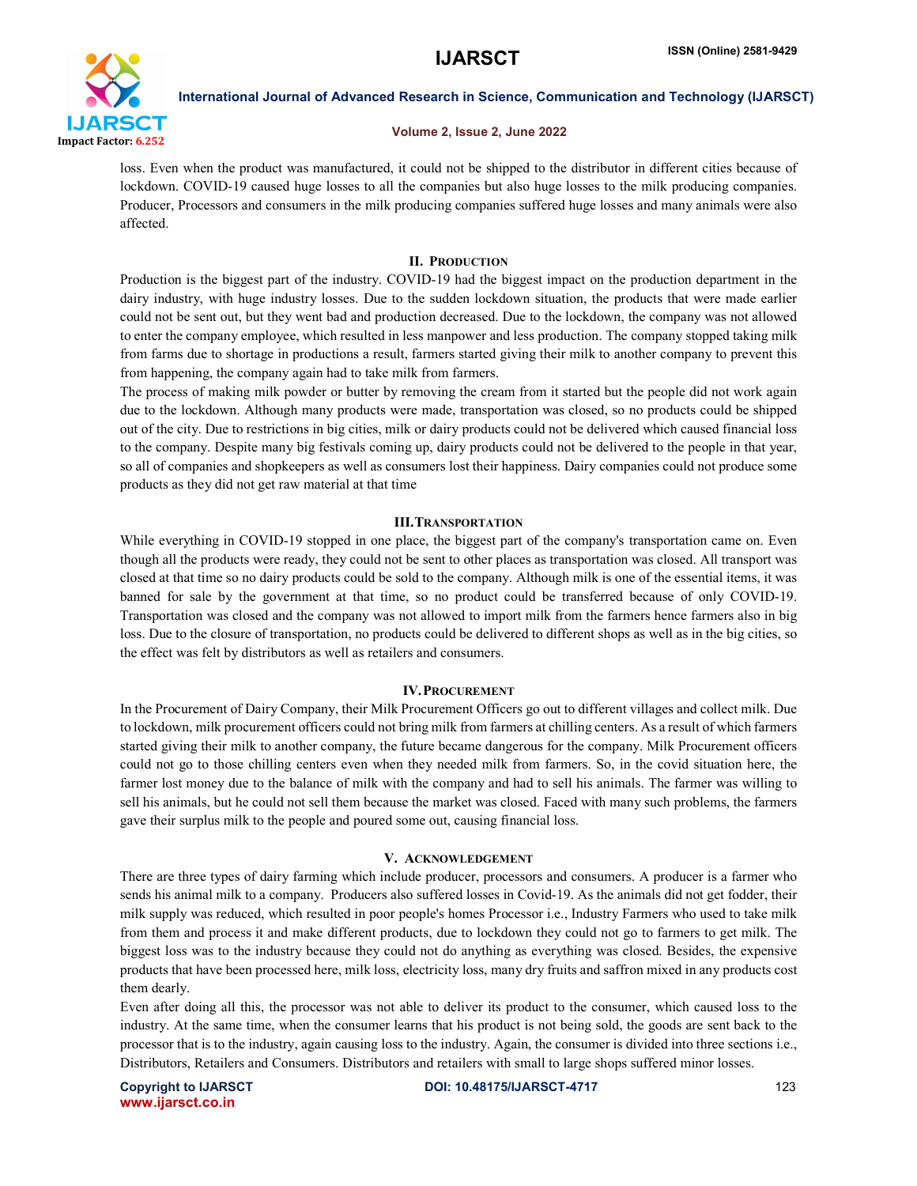loss. Even when the product was manufactured, it could not be shipped to the distributor in different cities because of lockdown. COVID-19 caused huge losses to all the companies but also huge losses to the milk producing companies. Producer, Processors and consumers in the milk producing companies suffered huge losses and many animals were also affected.

## II. Production

Production is the biggest part of the industry. COVID-19 had the biggest impact on the production department in the dairy industry, with huge industry losses. Due to the sudden lockdown situation, the products that were made earlier could not be sent out, but they went bad and production decreased. Due to the lockdown, the company was not allowed to enter the company employee, which resulted in less manpower and less production. The company stopped taking milk from farms due to shortage in productions a result, farmers started giving their milk to another company to prevent this from happening, the company again had to take milk from farmers.

The process of making milk powder or butter by removing the cream from it started but the people did not work again due to the lockdown. Although many products were made, transportation was closed, so no products could be shipped out of the city. Due to restrictions in big cities, milk or dairy products could not be delivered which caused financial loss to the company. Despite many big festivals coming up, dairy products could not be delivered to the people in that year, so all of companies and shopkeepers as well as consumers lost their happiness. Dairy companies could not produce some products as they did not get raw material at that time

## III. Transportation

While everything in COVID-19 stopped in one place, the biggest part of the company's transportation came on. Even though all the products were ready, they could not be sent to other places as transportation was closed. All transport was closed at that time so no dairy products could be sold to the company. Although milk is one of the essential items, it was banned for sale by the government at that time, so no product could be transferred because of only COVID-19. Transportation was closed and the company was not allowed to import milk from the farmers hence farmers also in big loss. Due to the closure of transportation, no products could be delivered to different shops as well as in the big cities, so the effect was felt by distributors as well as retailers and consumers.

## IV. Procurement

In the Procurement of Dairy Company, their Milk Procurement Officers go out to different villages and collect milk. Due to lockdown, milk procurement officers could not bring milk from farmers at chilling centers. As a result of which farmers started giving their milk to another company, the future became dangerous for the company. Milk Procurement officers could not go to those chilling centers even when they needed milk from farmers. So, in the covid situation here, the farmer lost money due to the balance of milk with the company and had to sell his animals. The farmer was willing to sell his animals, but he could not sell them because the market was closed. Faced with many such problems, the farmers gave their surplus milk to the people and poured some out, causing financial loss.

## V. Acknowledgement

There are three types of dairy farming which include producer, processors and consumers. A producer is a farmer who sends his animal milk to a company. Producers also suffered losses in Covid-19. As the animals did not get fodder, their milk supply was reduced, which resulted in poor people's homes Processor i.e., Industry Farmers who used to take milk from them and process it and make different products, due to lockdown they could not go to farmers to get milk. The biggest loss was to the industry because they could not do anything as everything was closed. Besides, the expensive products that have been processed here, milk loss, electricity loss, many dry fruits and saffron mixed in any products cost them dearly.

Even after doing all this, the processor was not able to deliver its product to the consumer, which caused loss to the industry. At the same time, when the consumer learns that his product is not being sold, the goods are sent back to the processor that is to the industry, again causing loss to the industry. Again, the consumer is divided into three sections i.e., Distributors, Retailers and Consumers. Distributors and retailers with small to large shops suffered minor losses.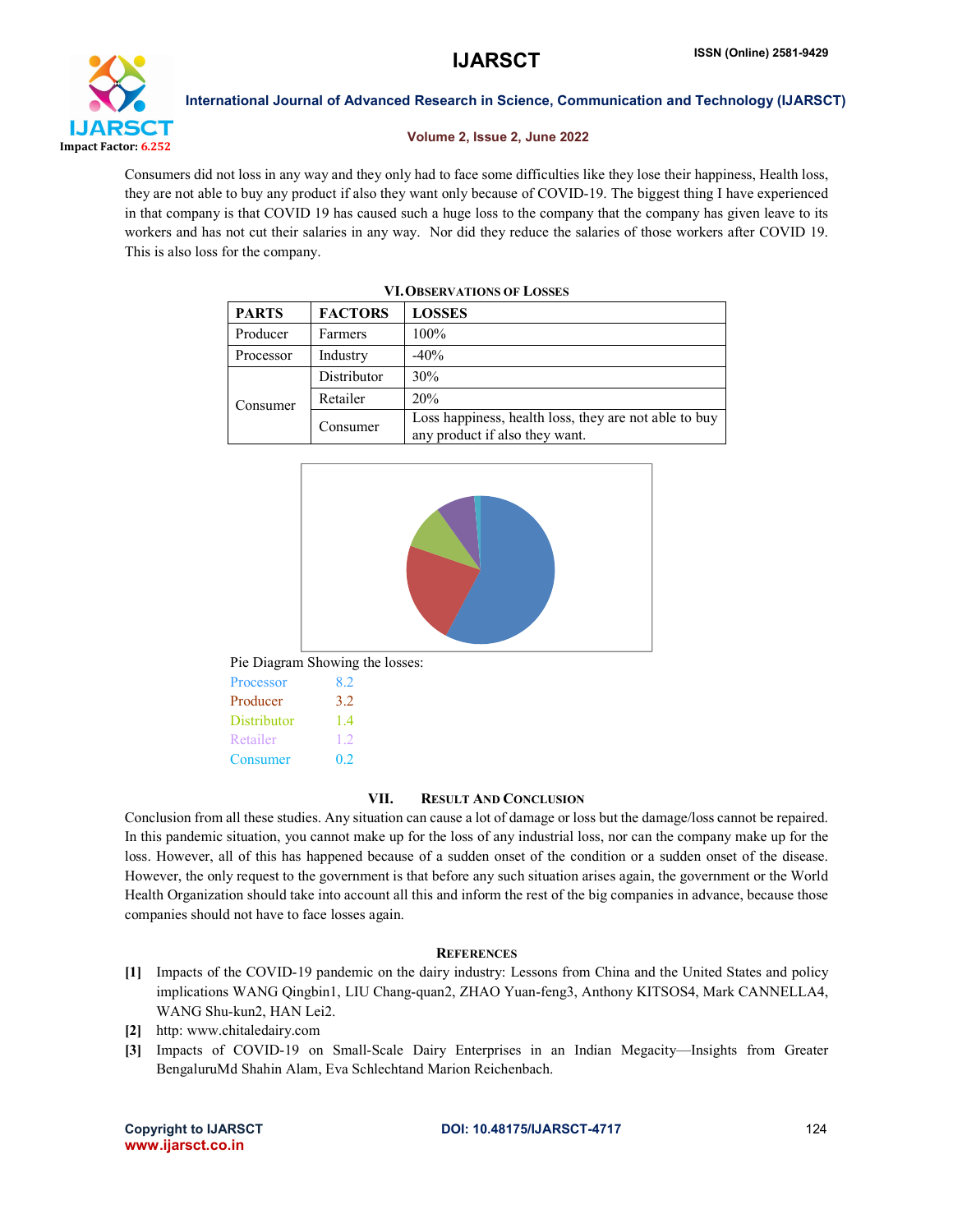Consumers did not loss in any way and they only had to face some difficulties like they lose their happiness, Health loss, they are not able to buy any product if also they want only because of COVID-19. The biggest thing I have experienced in that company is that COVID 19 has caused such a huge loss to the company that the company has given leave to its workers and has not cut their salaries in any way. Nor did they reduce the salaries of those workers after COVID 19. This is also loss for the company.

## VI. Observations of Losses

| PARTS | FACTORS | LOSSES |
|---|---|---|
| Producer | Farmers | 100% |
| Processor | Industry | -40% |
| Consumer | Distributor | 30% |
| | Retailer | 20% |
| | Consumer | Loss happiness, health loss, they are not able to buy any product if also they want. |

Pie Diagram Showing the losses:

| | |
|---|---|
| Processor | 8.2 |
| Producer | 3.2 |
| Distributor | 1.4 |
| Retailer | 1.2 |
| Consumer | 0.2 |

## VII. Result And Conclusion

Conclusion from all these studies. Any situation can cause a lot of damage or loss but the damage/loss cannot be repaired. In this pandemic situation, you cannot make up for the loss of any industrial loss, nor can the company make up for the loss. However, all of this has happened because of a sudden onset of the condition or a sudden onset of the disease. However, the only request to the government is that before any such situation arises again, the government or the World Health Organization should take into account all this and inform the rest of the big companies in advance, because those companies should not have to face losses again.

## References

- [1] Impacts of the COVID-19 pandemic on the dairy industry: Lessons from China and the United States and policy implications WANG Qingbin1, LIU Chang-quan2, ZHAO Yuan-feng3, Anthony KITSOS4, Mark CANNELLA4, WANG Shu-kun2, HAN Lei2.
- [2] http: www.chitaledairy.com
- [3] Impacts of COVID-19 on Small-Scale Dairy Enterprises in an Indian Megacity—Insights from Greater BengaluruMd Shahin Alam, Eva Schlechtand Marion Reichenbach.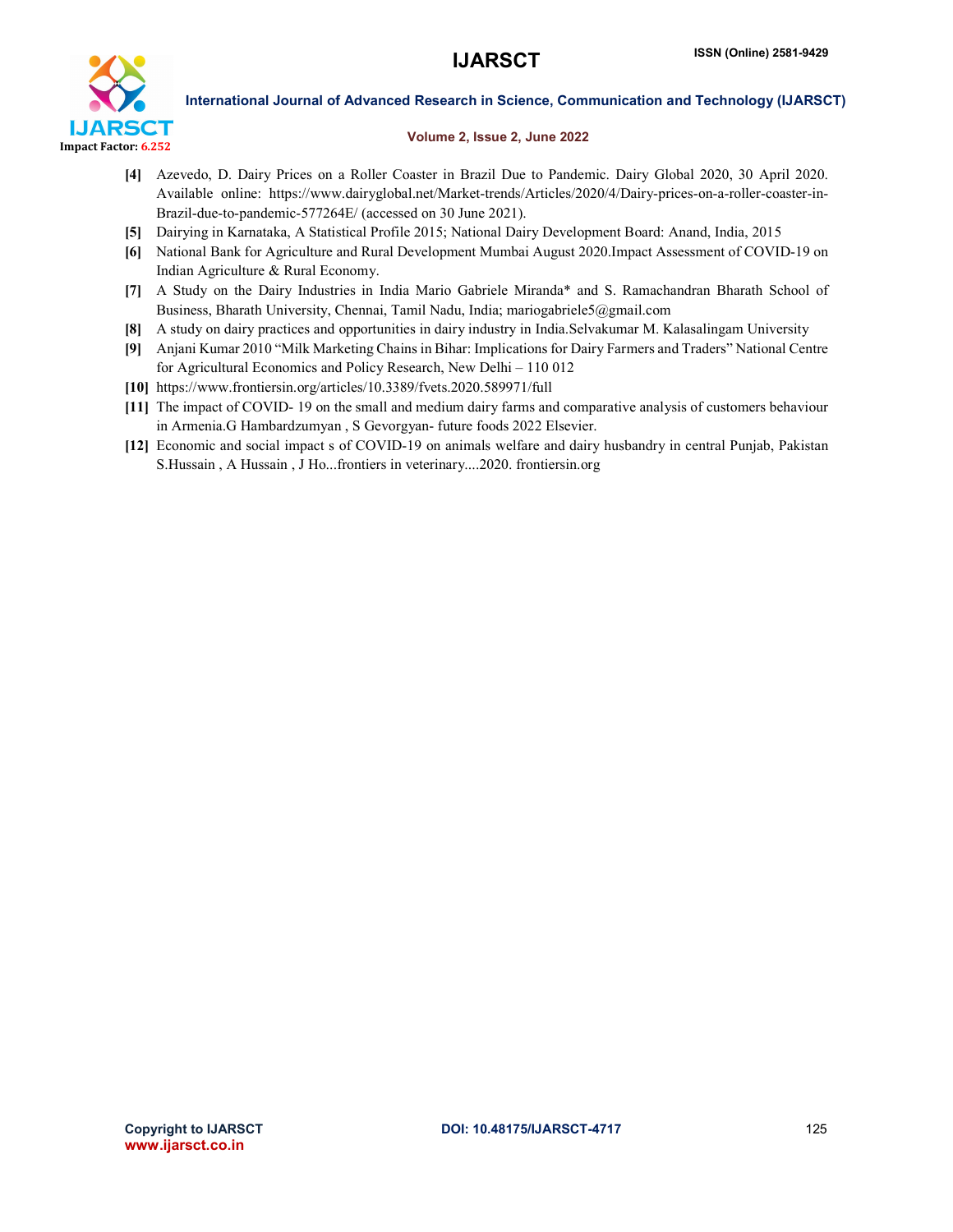[4] Azevedo, D. Dairy Prices on a Roller Coaster in Brazil Due to Pandemic. Dairy Global 2020, 30 April 2020. Available online: https://www.dairyglobal.net/Market-trends/Articles/2020/4/Dairy-prices-on-a-roller-coaster-in-Brazil-due-to-pandemic-577264E/ (accessed on 30 June 2021).

[5] Dairying in Karnataka, A Statistical Profile 2015; National Dairy Development Board: Anand, India, 2015

[6] National Bank for Agriculture and Rural Development Mumbai August 2020.Impact Assessment of COVID-19 on Indian Agriculture & Rural Economy.

[7] A Study on the Dairy Industries in India Mario Gabriele Miranda* and S. Ramachandran Bharath School of Business, Bharath University, Chennai, Tamil Nadu, India; mariogabriele5@gmail.com

[8] A study on dairy practices and opportunities in dairy industry in India.Selvakumar M. Kalasalingam University

[9] Anjani Kumar 2010 "Milk Marketing Chains in Bihar: Implications for Dairy Farmers and Traders" National Centre for Agricultural Economics and Policy Research, New Delhi – 110 012

[10] https://www.frontiersin.org/articles/10.3389/fvets.2020.589971/full

[11] The impact of COVID- 19 on the small and medium dairy farms and comparative analysis of customers behaviour in Armenia.G Hambardzumyan , S Gevorgyan- future foods 2022 Elsevier.

[12] Economic and social impact s of COVID-19 on animals welfare and dairy husbandry in central Punjab, Pakistan S.Hussain , A Hussain , J Ho...frontiers in veterinary....2020. frontiersin.org